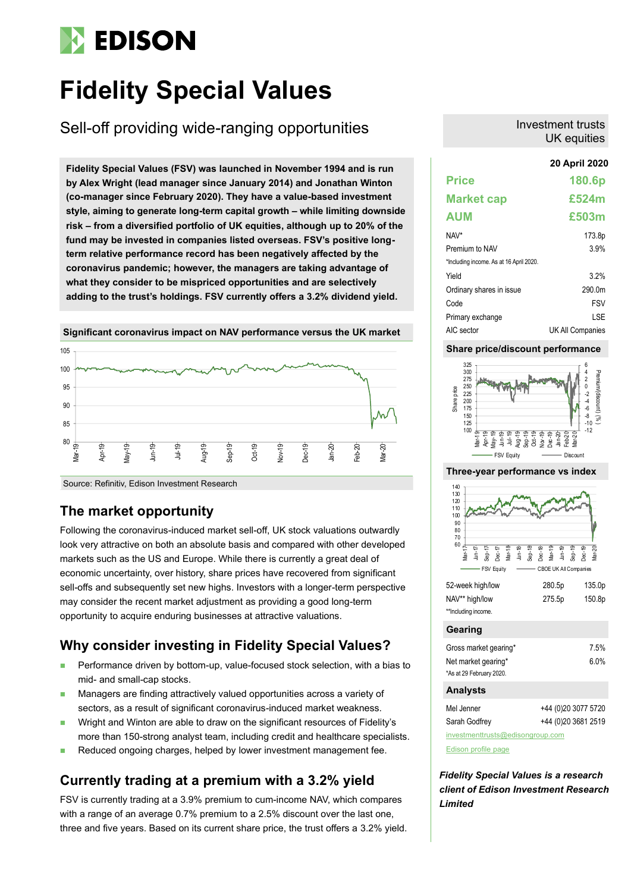# Fidelity Special Values

## Sell-off providing wide-ranging opportunities

Investment trusts
UK equities

**Fidelity Special Values (FSV) was launched in November 1994 and is run by Alex Wright (lead manager since January 2014) and Jonathan Winton (co-manager since February 2020). They have a value-based investment style, aiming to generate long-term capital growth – while limiting downside risk – from a diversified portfolio of UK equities, although up to 20% of the fund may be invested in companies listed overseas. FSV's positive long-term relative performance record has been negatively affected by the coronavirus pandemic; however, the managers are taking advantage of what they consider to be mispriced opportunities and are selectively adding to the trust's holdings. FSV currently offers a 3.2% dividend yield.**

**Significant coronavirus impact on NAV performance versus the UK market**

Source: Refinitiv, Edison Investment Research

## The market opportunity

Following the coronavirus-induced market sell-off, UK stock valuations outwardly look very attractive on both an absolute basis and compared with other developed markets such as the US and Europe. While there is currently a great deal of economic uncertainty, over history, share prices have recovered from significant sell-offs and subsequently set new highs. Investors with a longer-term perspective may consider the recent market adjustment as providing a good long-term opportunity to acquire enduring businesses at attractive valuations.

## Why consider investing in Fidelity Special Values?

- Performance driven by bottom-up, value-focused stock selection, with a bias to mid- and small-cap stocks.
- Managers are finding attractively valued opportunities across a variety of sectors, as a result of significant coronavirus-induced market weakness.
- Wright and Winton are able to draw on the significant resources of Fidelity's more than 150-strong analyst team, including credit and healthcare specialists.
- Reduced ongoing charges, helped by lower investment management fee.

## Currently trading at a premium with a 3.2% yield

FSV is currently trading at a 3.9% premium to cum-income NAV, which compares with a range of an average 0.7% premium to a 2.5% discount over the last one, three and five years. Based on its current share price, the trust offers a 3.2% yield.

**20 April 2020**

| | |
|---|---|
| **Price** | **180.6p** |
| **Market cap** | **£524m** |
| **AUM** | **£503m** |
| NAV* | 173.8p |
| Premium to NAV | 3.9% |
| *Including income. As at 16 April 2020. | |
| Yield | 3.2% |
| Ordinary shares in issue | 290.0m |
| Code | FSV |
| Primary exchange | LSE |
| AIC sector | UK All Companies |

**Share price/discount performance**

**Three-year performance vs index**

| | | |
|---|---|---|
| 52-week high/low | 280.5p | 135.0p |
| NAV** high/low | 275.5p | 150.8p |
| **Including income. | | |

### Gearing

| | |
|---|---|
| Gross market gearing* | 7.5% |
| Net market gearing* | 6.0% |
| *As at 29 February 2020. | |

### Analysts

| | |
|---|---|
| Mel Jenner | +44 (0)20 3077 5720 |
| Sarah Godfrey | +44 (0)20 3681 2519 |

investmenttrusts@edisongroup.com

Edison profile page

***Fidelity Special Values is a research client of Edison Investment Research Limited***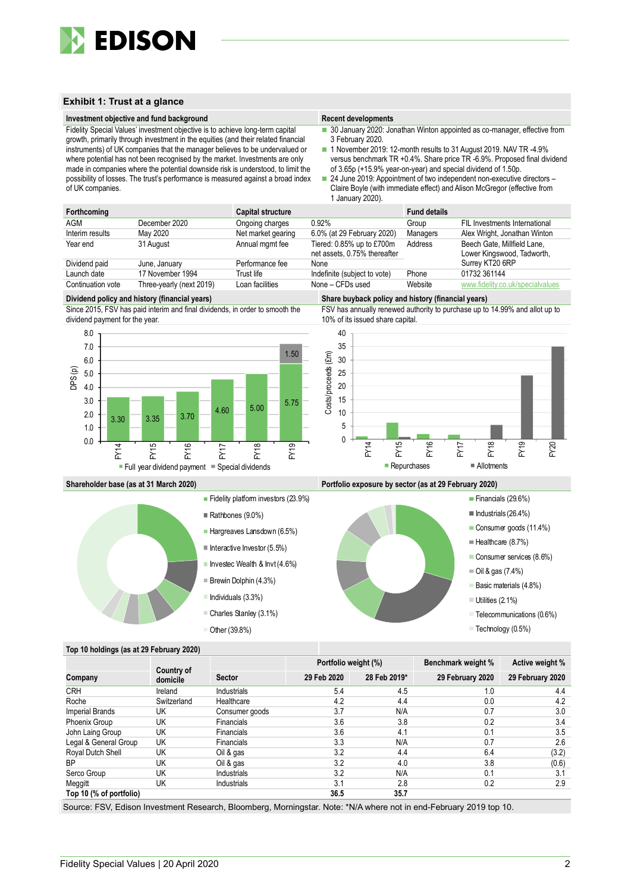## Exhibit 1: Trust at a glance

### Investment objective and fund background

Fidelity Special Values' investment objective is to achieve long-term capital growth, primarily through investment in the equities (and their related financial instruments) of UK companies that the manager believes to be undervalued or where potential has not been recognised by the market. Investments are only made in companies where the potential downside risk is understood, to limit the possibility of losses. The trust's performance is measured against a broad index of UK companies.

### Recent developments

- 30 January 2020: Jonathan Winton appointed as co-manager, effective from 3 February 2020.
- 1 November 2019: 12-month results to 31 August 2019. NAV TR -4.9% versus benchmark TR +0.4%. Share price TR -6.9%. Proposed final dividend of 3.65p (+15.9% year-on-year) and special dividend of 1.50p.
- 24 June 2019: Appointment of two independent non-executive directors – Claire Boyle (with immediate effect) and Alison McGregor (effective from 1 January 2020).

| Forthcoming | | Capital structure | | Fund details | |
|---|---|---|---|---|---|
| AGM | December 2020 | Ongoing charges | 0.92% | Group | FIL Investments International |
| Interim results | May 2020 | Net market gearing | 6.0% (at 29 February 2020) | Managers | Alex Wright, Jonathan Winton |
| Year end | 31 August | Annual mgmt fee | Tiered: 0.85% up to £700m net assets, 0.75% thereafter | Address | Beech Gate, Millfield Lane, Lower Kingswood, Tadworth, Surrey KT20 6RP |
| Dividend paid | June, January | Performance fee | None | | |
| Launch date | 17 November 1994 | Trust life | Indefinite (subject to vote) | Phone | 01732 361144 |
| Continuation vote | Three-yearly (next 2019) | Loan facilities | None – CFDs used | Website | www.fidelity.co.uk/specialvalues |

### Dividend policy and history (financial years)

Since 2015, FSV has paid interim and final dividends, in order to smooth the dividend payment for the year.

| | FY14 | FY15 | FY16 | FY17 | FY18 | FY19 |
|---|---|---|---|---|---|---|
| Full year dividend payment (DPS, p) | 3.30 | 3.35 | 3.70 | 4.60 | 5.00 | 5.75 |
| Special dividends (DPS, p) | | | | | | 1.50 |

### Share buyback policy and history (financial years)

FSV has annually renewed authority to purchase up to 14.99% and allot up to 10% of its issued share capital.

### Shareholder base (as at 31 March 2020)

- Fidelity platform investors (23.9%)
- Rathbones (9.0%)
- Hargreaves Lansdown (6.5%)
- Interactive Investor (5.5%)
- Investec Wealth & Invt (4.6%)
- Brewin Dolphin (4.3%)
- Individuals (3.3%)
- Charles Stanley (3.1%)
- Other (39.8%)

### Portfolio exposure by sector (as at 29 February 2020)

- Financials (29.6%)
- Industrials (26.4%)
- Consumer goods (11.4%)
- Healthcare (8.7%)
- Consumer services (8.6%)
- Oil & gas (7.4%)
- Basic materials (4.8%)
- Utilities (2.1%)
- Telecommunications (0.6%)
- Technology (0.5%)

### Top 10 holdings (as at 29 February 2020)

| Company | Country of domicile | Sector | Portfolio weight (%) 29 Feb 2020 | Portfolio weight (%) 28 Feb 2019* | Benchmark weight % 29 February 2020 | Active weight % 29 February 2020 |
|---|---|---|---|---|---|---|
| CRH | Ireland | Industrials | 5.4 | 4.5 | 1.0 | 4.4 |
| Roche | Switzerland | Healthcare | 4.2 | 4.4 | 0.0 | 4.2 |
| Imperial Brands | UK | Consumer goods | 3.7 | N/A | 0.7 | 3.0 |
| Phoenix Group | UK | Financials | 3.6 | 3.8 | 0.2 | 3.4 |
| John Laing Group | UK | Financials | 3.6 | 4.1 | 0.1 | 3.5 |
| Legal & General Group | UK | Financials | 3.3 | N/A | 0.7 | 2.6 |
| Royal Dutch Shell | UK | Oil & gas | 3.2 | 4.4 | 6.4 | (3.2) |
| BP | UK | Oil & gas | 3.2 | 4.0 | 3.8 | (0.6) |
| Serco Group | UK | Industrials | 3.2 | N/A | 0.1 | 3.1 |
| Meggitt | UK | Industrials | 3.1 | 2.8 | 0.2 | 2.9 |
| **Top 10 (% of portfolio)** | | | **36.5** | **35.7** | | |

Source: FSV, Edison Investment Research, Bloomberg, Morningstar. Note: *N/A where not in end-February 2019 top 10.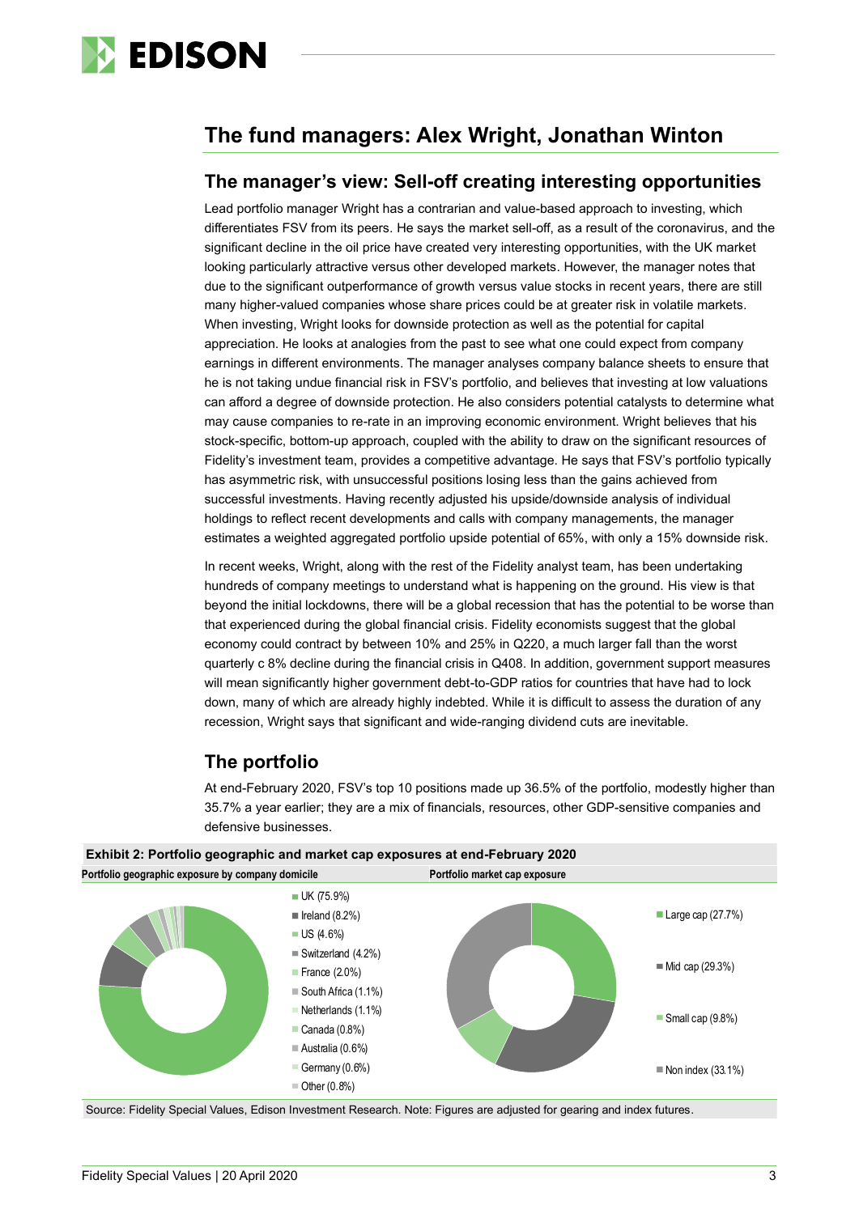## The fund managers: Alex Wright, Jonathan Winton

### The manager's view: Sell-off creating interesting opportunities

Lead portfolio manager Wright has a contrarian and value-based approach to investing, which differentiates FSV from its peers. He says the market sell-off, as a result of the coronavirus, and the significant decline in the oil price have created very interesting opportunities, with the UK market looking particularly attractive versus other developed markets. However, the manager notes that due to the significant outperformance of growth versus value stocks in recent years, there are still many higher-valued companies whose share prices could be at greater risk in volatile markets. When investing, Wright looks for downside protection as well as the potential for capital appreciation. He looks at analogies from the past to see what one could expect from company earnings in different environments. The manager analyses company balance sheets to ensure that he is not taking undue financial risk in FSV's portfolio, and believes that investing at low valuations can afford a degree of downside protection. He also considers potential catalysts to determine what may cause companies to re-rate in an improving economic environment. Wright believes that his stock-specific, bottom-up approach, coupled with the ability to draw on the significant resources of Fidelity's investment team, provides a competitive advantage. He says that FSV's portfolio typically has asymmetric risk, with unsuccessful positions losing less than the gains achieved from successful investments. Having recently adjusted his upside/downside analysis of individual holdings to reflect recent developments and calls with company managements, the manager estimates a weighted aggregated portfolio upside potential of 65%, with only a 15% downside risk.

In recent weeks, Wright, along with the rest of the Fidelity analyst team, has been undertaking hundreds of company meetings to understand what is happening on the ground. His view is that beyond the initial lockdowns, there will be a global recession that has the potential to be worse than that experienced during the global financial crisis. Fidelity economists suggest that the global economy could contract by between 10% and 25% in Q220, a much larger fall than the worst quarterly c 8% decline during the financial crisis in Q408. In addition, government support measures will mean significantly higher government debt-to-GDP ratios for countries that have had to lock down, many of which are already highly indebted. While it is difficult to assess the duration of any recession, Wright says that significant and wide-ranging dividend cuts are inevitable.

## The portfolio

At end-February 2020, FSV's top 10 positions made up 36.5% of the portfolio, modestly higher than 35.7% a year earlier; they are a mix of financials, resources, other GDP-sensitive companies and defensive businesses.

**Exhibit 2: Portfolio geographic and market cap exposures at end-February 2020**

**Portfolio geographic exposure by company domicile**

- UK (75.9%)
- Ireland (8.2%)
- US (4.6%)
- Switzerland (4.2%)
- France (2.0%)
- South Africa (1.1%)
- Netherlands (1.1%)
- Canada (0.8%)
- Australia (0.6%)
- Germany (0.6%)
- Other (0.8%)

**Portfolio market cap exposure**

- Large cap (27.7%)
- Mid cap (29.3%)
- Small cap (9.8%)
- Non index (33.1%)

Source: Fidelity Special Values, Edison Investment Research. Note: Figures are adjusted for gearing and index futures.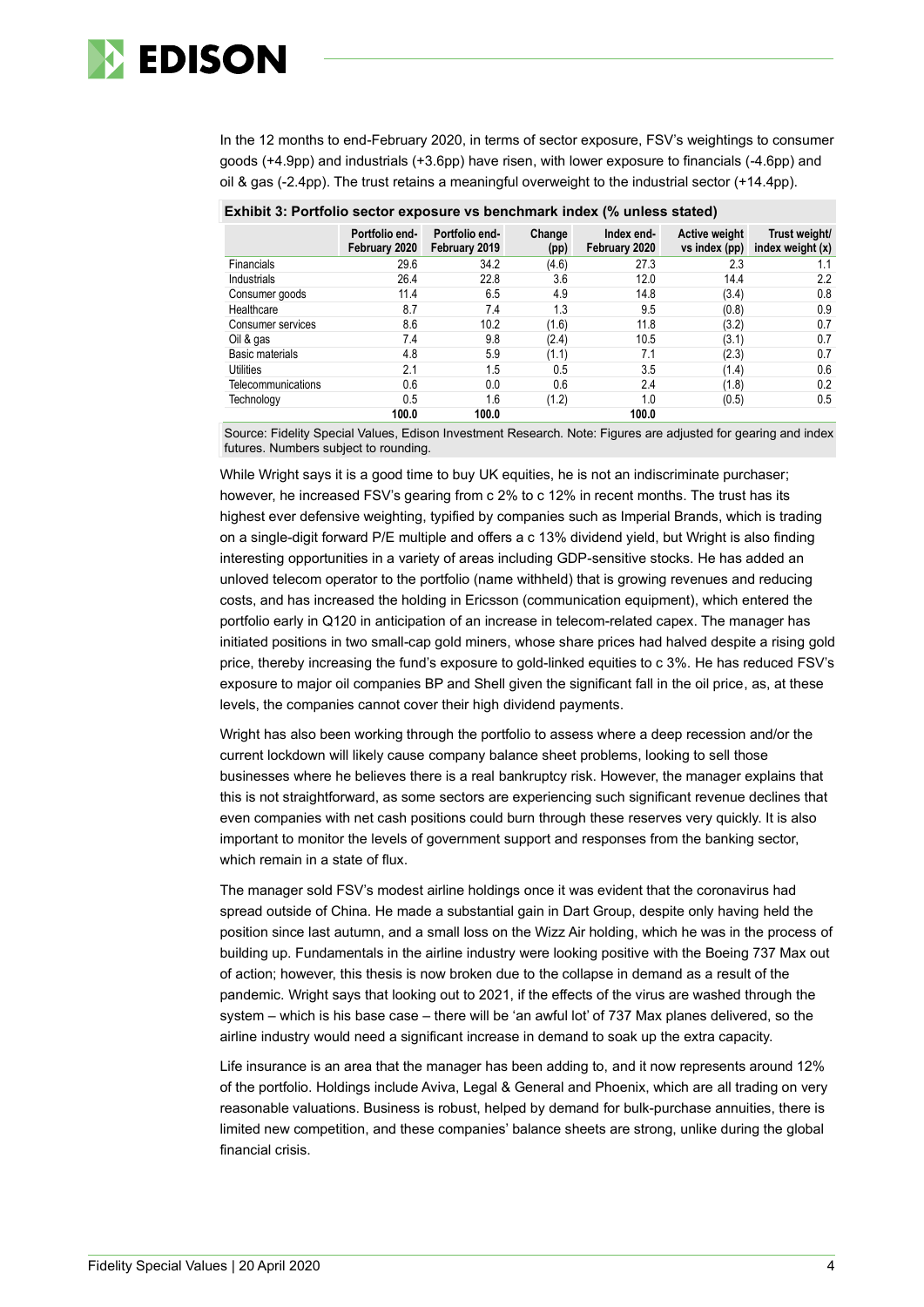In the 12 months to end-February 2020, in terms of sector exposure, FSV's weightings to consumer goods (+4.9pp) and industrials (+3.6pp) have risen, with lower exposure to financials (-4.6pp) and oil & gas (-2.4pp). The trust retains a meaningful overweight to the industrial sector (+14.4pp).

**Exhibit 3: Portfolio sector exposure vs benchmark index (% unless stated)**

| | Portfolio end-February 2020 | Portfolio end-February 2019 | Change (pp) | Index end-February 2020 | Active weight vs index (pp) | Trust weight/ index weight (x) |
|---|---|---|---|---|---|---|
| Financials | 29.6 | 34.2 | (4.6) | 27.3 | 2.3 | 1.1 |
| Industrials | 26.4 | 22.8 | 3.6 | 12.0 | 14.4 | 2.2 |
| Consumer goods | 11.4 | 6.5 | 4.9 | 14.8 | (3.4) | 0.8 |
| Healthcare | 8.7 | 7.4 | 1.3 | 9.5 | (0.8) | 0.9 |
| Consumer services | 8.6 | 10.2 | (1.6) | 11.8 | (3.2) | 0.7 |
| Oil & gas | 7.4 | 9.8 | (2.4) | 10.5 | (3.1) | 0.7 |
| Basic materials | 4.8 | 5.9 | (1.1) | 7.1 | (2.3) | 0.7 |
| Utilities | 2.1 | 1.5 | 0.5 | 3.5 | (1.4) | 0.6 |
| Telecommunications | 0.6 | 0.0 | 0.6 | 2.4 | (1.8) | 0.2 |
| Technology | 0.5 | 1.6 | (1.2) | 1.0 | (0.5) | 0.5 |
| | **100.0** | **100.0** | | **100.0** | | |

Source: Fidelity Special Values, Edison Investment Research. Note: Figures are adjusted for gearing and index futures. Numbers subject to rounding.

While Wright says it is a good time to buy UK equities, he is not an indiscriminate purchaser; however, he increased FSV's gearing from c 2% to c 12% in recent months. The trust has its highest ever defensive weighting, typified by companies such as Imperial Brands, which is trading on a single-digit forward P/E multiple and offers a c 13% dividend yield, but Wright is also finding interesting opportunities in a variety of areas including GDP-sensitive stocks. He has added an unloved telecom operator to the portfolio (name withheld) that is growing revenues and reducing costs, and has increased the holding in Ericsson (communication equipment), which entered the portfolio early in Q120 in anticipation of an increase in telecom-related capex. The manager has initiated positions in two small-cap gold miners, whose share prices had halved despite a rising gold price, thereby increasing the fund's exposure to gold-linked equities to c 3%. He has reduced FSV's exposure to major oil companies BP and Shell given the significant fall in the oil price, as, at these levels, the companies cannot cover their high dividend payments.

Wright has also been working through the portfolio to assess where a deep recession and/or the current lockdown will likely cause company balance sheet problems, looking to sell those businesses where he believes there is a real bankruptcy risk. However, the manager explains that this is not straightforward, as some sectors are experiencing such significant revenue declines that even companies with net cash positions could burn through these reserves very quickly. It is also important to monitor the levels of government support and responses from the banking sector, which remain in a state of flux.

The manager sold FSV's modest airline holdings once it was evident that the coronavirus had spread outside of China. He made a substantial gain in Dart Group, despite only having held the position since last autumn, and a small loss on the Wizz Air holding, which he was in the process of building up. Fundamentals in the airline industry were looking positive with the Boeing 737 Max out of action; however, this thesis is now broken due to the collapse in demand as a result of the pandemic. Wright says that looking out to 2021, if the effects of the virus are washed through the system – which is his base case – there will be 'an awful lot' of 737 Max planes delivered, so the airline industry would need a significant increase in demand to soak up the extra capacity.

Life insurance is an area that the manager has been adding to, and it now represents around 12% of the portfolio. Holdings include Aviva, Legal & General and Phoenix, which are all trading on very reasonable valuations. Business is robust, helped by demand for bulk-purchase annuities, there is limited new competition, and these companies' balance sheets are strong, unlike during the global financial crisis.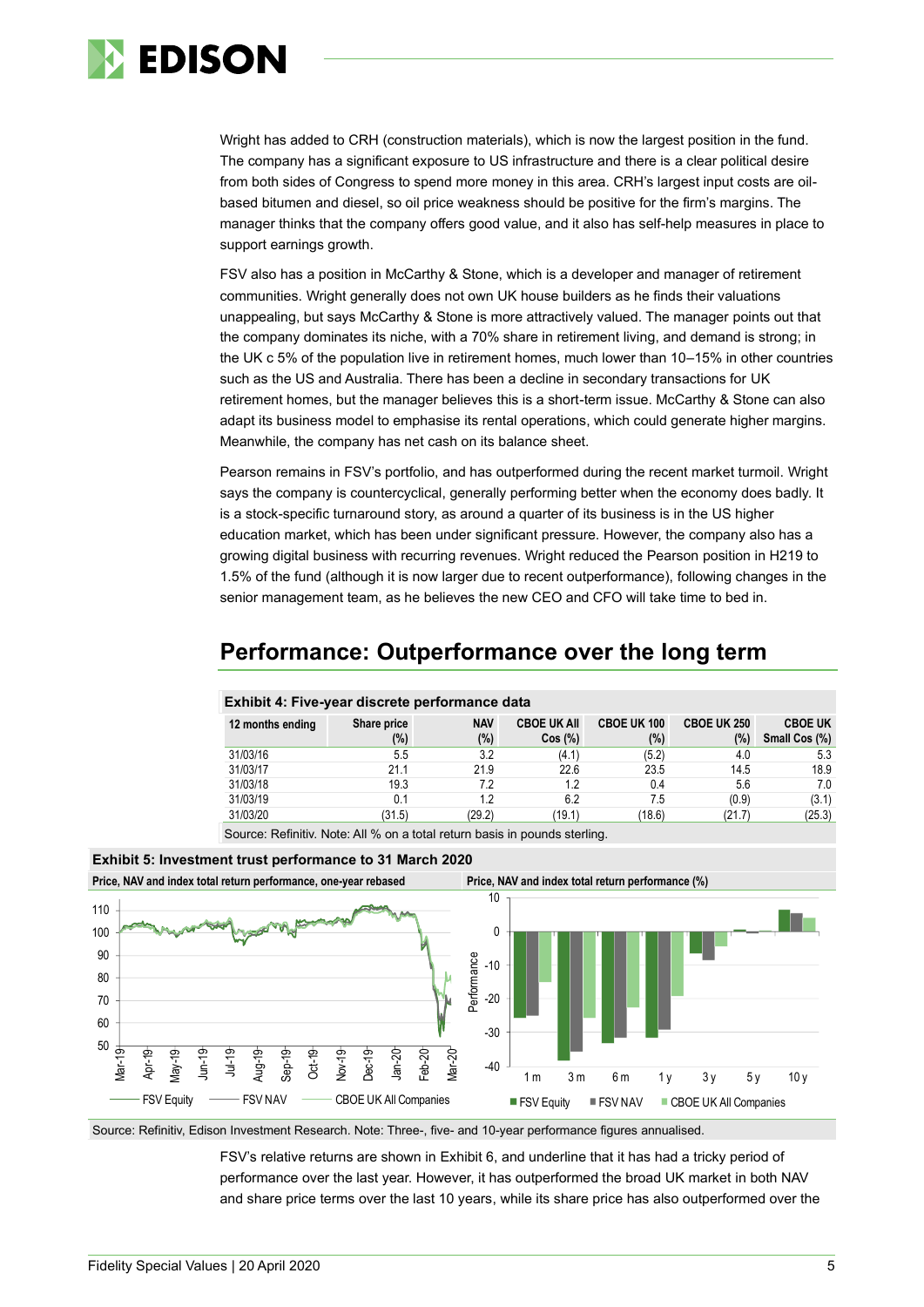Wright has added to CRH (construction materials), which is now the largest position in the fund. The company has a significant exposure to US infrastructure and there is a clear political desire from both sides of Congress to spend more money in this area. CRH's largest input costs are oil-based bitumen and diesel, so oil price weakness should be positive for the firm's margins. The manager thinks that the company offers good value, and it also has self-help measures in place to support earnings growth.

FSV also has a position in McCarthy & Stone, which is a developer and manager of retirement communities. Wright generally does not own UK house builders as he finds their valuations unappealing, but says McCarthy & Stone is more attractively valued. The manager points out that the company dominates its niche, with a 70% share in retirement living, and demand is strong; in the UK c 5% of the population live in retirement homes, much lower than 10–15% in other countries such as the US and Australia. There has been a decline in secondary transactions for UK retirement homes, but the manager believes this is a short-term issue. McCarthy & Stone can also adapt its business model to emphasise its rental operations, which could generate higher margins. Meanwhile, the company has net cash on its balance sheet.

Pearson remains in FSV's portfolio, and has outperformed during the recent market turmoil. Wright says the company is countercyclical, generally performing better when the economy does badly. It is a stock-specific turnaround story, as around a quarter of its business is in the US higher education market, which has been under significant pressure. However, the company also has a growing digital business with recurring revenues. Wright reduced the Pearson position in H219 to 1.5% of the fund (although it is now larger due to recent outperformance), following changes in the senior management team, as he believes the new CEO and CFO will take time to bed in.

## Performance: Outperformance over the long term

**Exhibit 4: Five-year discrete performance data**

| 12 months ending | Share price (%) | NAV (%) | CBOE UK All Cos (%) | CBOE UK 100 (%) | CBOE UK 250 (%) | CBOE UK Small Cos (%) |
|---|---|---|---|---|---|---|
| 31/03/16 | 5.5 | 3.2 | (4.1) | (5.2) | 4.0 | 5.3 |
| 31/03/17 | 21.1 | 21.9 | 22.6 | 23.5 | 14.5 | 18.9 |
| 31/03/18 | 19.3 | 7.2 | 1.2 | 0.4 | 5.6 | 7.0 |
| 31/03/19 | 0.1 | 1.2 | 6.2 | 7.5 | (0.9) | (3.1) |
| 31/03/20 | (31.5) | (29.2) | (19.1) | (18.6) | (21.7) | (25.3) |

Source: Refinitiv. Note: All % on a total return basis in pounds sterling.

**Exhibit 5: Investment trust performance to 31 March 2020**

Price, NAV and index total return performance, one-year rebased

Price, NAV and index total return performance (%)

Source: Refinitiv, Edison Investment Research. Note: Three-, five- and 10-year performance figures annualised.

FSV's relative returns are shown in Exhibit 6, and underline that it has had a tricky period of performance over the last year. However, it has outperformed the broad UK market in both NAV and share price terms over the last 10 years, while its share price has also outperformed over the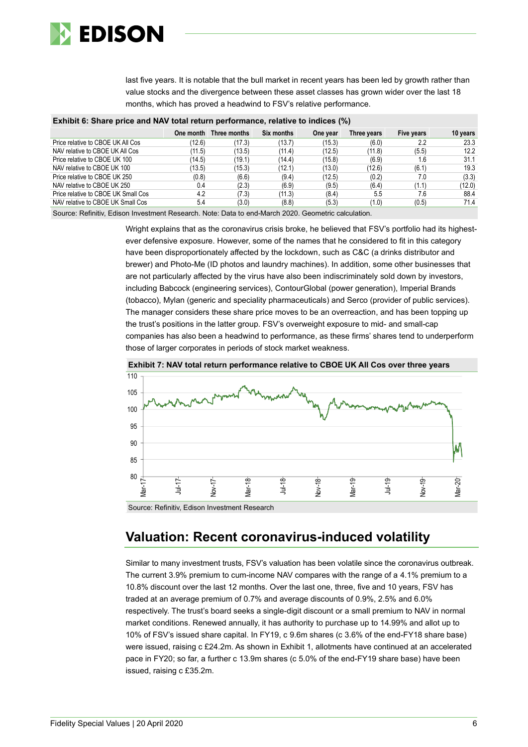last five years. It is notable that the bull market in recent years has been led by growth rather than value stocks and the divergence between these asset classes has grown wider over the last 18 months, which has proved a headwind to FSV's relative performance.

**Exhibit 6: Share price and NAV total return performance, relative to indices (%)**

| | One month | Three months | Six months | One year | Three years | Five years | 10 years |
|---|---|---|---|---|---|---|---|
| Price relative to CBOE UK All Cos | (12.6) | (17.3) | (13.7) | (15.3) | (6.0) | 2.2 | 23.3 |
| NAV relative to CBOE UK All Cos | (11.5) | (13.5) | (11.4) | (12.5) | (11.8) | (5.5) | 12.2 |
| Price relative to CBOE UK 100 | (14.5) | (19.1) | (14.4) | (15.8) | (6.9) | 1.6 | 31.1 |
| NAV relative to CBOE UK 100 | (13.5) | (15.3) | (12.1) | (13.0) | (12.6) | (6.1) | 19.3 |
| Price relative to CBOE UK 250 | (0.8) | (6.6) | (9.4) | (12.5) | (0.2) | 7.0 | (3.3) |
| NAV relative to CBOE UK 250 | 0.4 | (2.3) | (6.9) | (9.5) | (6.4) | (1.1) | (12.0) |
| Price relative to CBOE UK Small Cos | 4.2 | (7.3) | (11.3) | (8.4) | 5.5 | 7.6 | 88.4 |
| NAV relative to CBOE UK Small Cos | 5.4 | (3.0) | (8.8) | (5.3) | (1.0) | (0.5) | 71.4 |

Source: Refinitiv, Edison Investment Research. Note: Data to end-March 2020. Geometric calculation.

Wright explains that as the coronavirus crisis broke, he believed that FSV's portfolio had its highest-ever defensive exposure. However, some of the names that he considered to fit in this category have been disproportionately affected by the lockdown, such as C&C (a drinks distributor and brewer) and Photo-Me (ID photos and laundry machines). In addition, some other businesses that are not particularly affected by the virus have also been indiscriminately sold down by investors, including Babcock (engineering services), ContourGlobal (power generation), Imperial Brands (tobacco), Mylan (generic and speciality pharmaceuticals) and Serco (provider of public services). The manager considers these share price moves to be an overreaction, and has been topping up the trust's positions in the latter group. FSV's overweight exposure to mid- and small-cap companies has also been a headwind to performance, as these firms' shares tend to underperform those of larger corporates in periods of stock market weakness.

**Exhibit 7: NAV total return performance relative to CBOE UK All Cos over three years**

Source: Refinitiv, Edison Investment Research

## Valuation: Recent coronavirus-induced volatility

Similar to many investment trusts, FSV's valuation has been volatile since the coronavirus outbreak. The current 3.9% premium to cum-income NAV compares with the range of a 4.1% premium to a 10.8% discount over the last 12 months. Over the last one, three, five and 10 years, FSV has traded at an average premium of 0.7% and average discounts of 0.9%, 2.5% and 6.0% respectively. The trust's board seeks a single-digit discount or a small premium to NAV in normal market conditions. Renewed annually, it has authority to purchase up to 14.99% and allot up to 10% of FSV's issued share capital. In FY19, c 9.6m shares (c 3.6% of the end-FY18 share base) were issued, raising c £24.2m. As shown in Exhibit 1, allotments have continued at an accelerated pace in FY20; so far, a further c 13.9m shares (c 5.0% of the end-FY19 share base) have been issued, raising c £35.2m.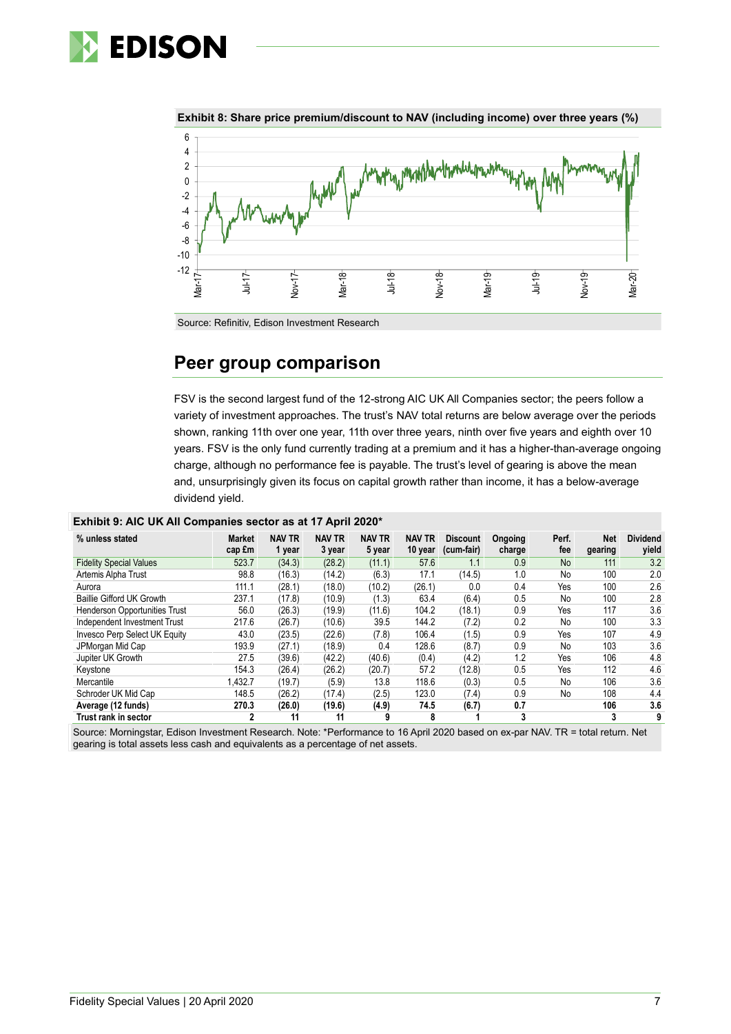**Exhibit 8: Share price premium/discount to NAV (including income) over three years (%)**

Source: Refinitiv, Edison Investment Research

## Peer group comparison

FSV is the second largest fund of the 12-strong AIC UK All Companies sector; the peers follow a variety of investment approaches. The trust's NAV total returns are below average over the periods shown, ranking 11th over one year, 11th over three years, ninth over five years and eighth over 10 years. FSV is the only fund currently trading at a premium and it has a higher-than-average ongoing charge, although no performance fee is payable. The trust's level of gearing is above the mean and, unsurprisingly given its focus on capital growth rather than income, it has a below-average dividend yield.

**Exhibit 9: AIC UK All Companies sector as at 17 April 2020***

| % unless stated | Market cap £m | NAV TR 1 year | NAV TR 3 year | NAV TR 5 year | NAV TR 10 year | Discount (cum-fair) | Ongoing charge | Perf. fee | Net gearing | Dividend yield |
|---|---|---|---|---|---|---|---|---|---|---|
| Fidelity Special Values | 523.7 | (34.3) | (28.2) | (11.1) | 57.6 | 1.1 | 0.9 | No | 111 | 3.2 |
| Artemis Alpha Trust | 98.8 | (16.3) | (14.2) | (6.3) | 17.1 | (14.5) | 1.0 | No | 100 | 2.0 |
| Aurora | 111.1 | (28.1) | (18.0) | (10.2) | (26.1) | 0.0 | 0.4 | Yes | 100 | 2.6 |
| Baillie Gifford UK Growth | 237.1 | (17.8) | (10.9) | (1.3) | 63.4 | (6.4) | 0.5 | No | 100 | 2.8 |
| Henderson Opportunities Trust | 56.0 | (26.3) | (19.9) | (11.6) | 104.2 | (18.1) | 0.9 | Yes | 117 | 3.6 |
| Independent Investment Trust | 217.6 | (26.7) | (10.6) | 39.5 | 144.2 | (7.2) | 0.2 | No | 100 | 3.3 |
| Invesco Perp Select UK Equity | 43.0 | (23.5) | (22.6) | (7.8) | 106.4 | (1.5) | 0.9 | Yes | 107 | 4.9 |
| JPMorgan Mid Cap | 193.9 | (27.1) | (18.9) | 0.4 | 128.6 | (8.7) | 0.9 | No | 103 | 3.6 |
| Jupiter UK Growth | 27.5 | (39.6) | (42.2) | (40.6) | (0.4) | (4.2) | 1.2 | Yes | 106 | 4.8 |
| Keystone | 154.3 | (26.4) | (26.2) | (20.7) | 57.2 | (12.8) | 0.5 | Yes | 112 | 4.6 |
| Mercantile | 1,432.7 | (19.7) | (5.9) | 13.8 | 118.6 | (0.3) | 0.5 | No | 106 | 3.6 |
| Schroder UK Mid Cap | 148.5 | (26.2) | (17.4) | (2.5) | 123.0 | (7.4) | 0.9 | No | 108 | 4.4 |
| **Average (12 funds)** | **270.3** | **(26.0)** | **(19.6)** | **(4.9)** | **74.5** | **(6.7)** | **0.7** | | **106** | **3.6** |
| **Trust rank in sector** | **2** | **11** | **11** | **9** | **8** | **1** | **3** | | **3** | **9** |

Source: Morningstar, Edison Investment Research. Note: *Performance to 16 April 2020 based on ex-par NAV. TR = total return. Net gearing is total assets less cash and equivalents as a percentage of net assets.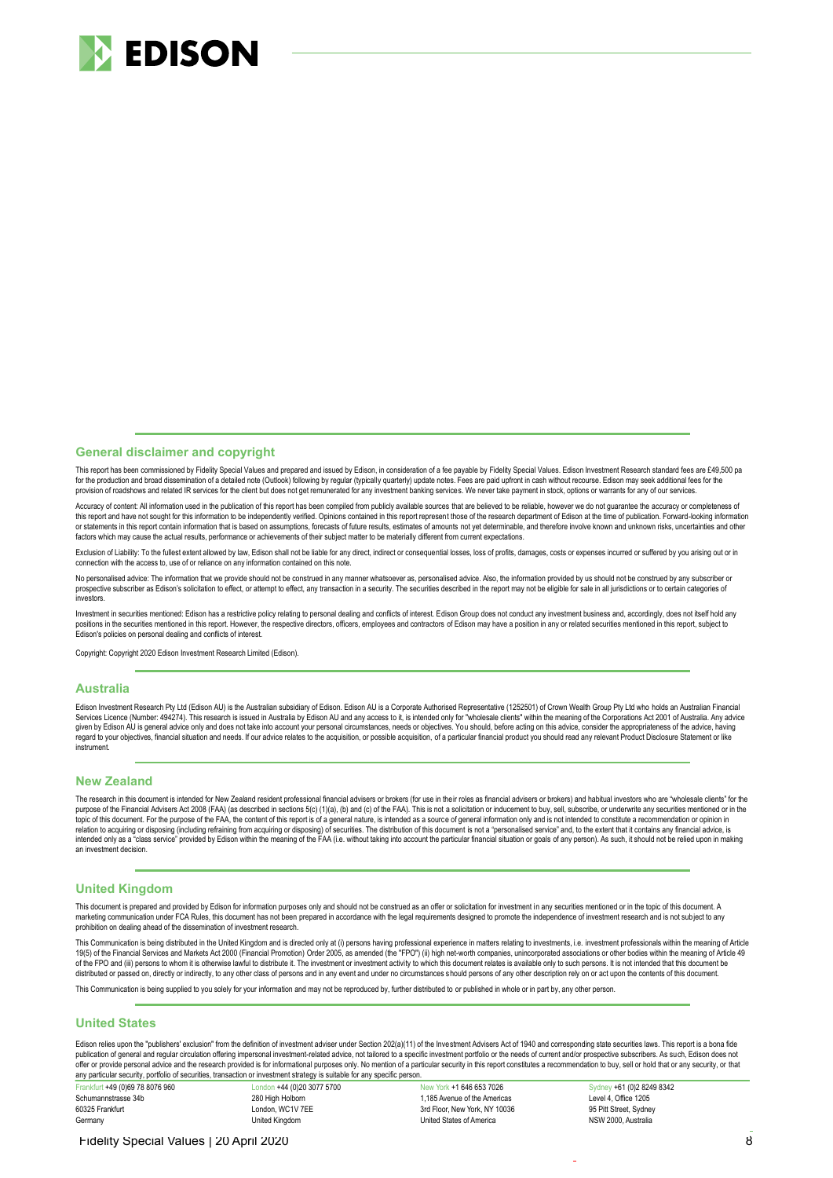## General disclaimer and copyright

This report has been commissioned by Fidelity Special Values and prepared and issued by Edison, in consideration of a fee payable by Fidelity Special Values. Edison Investment Research standard fees are £49,500 pa for the production and broad dissemination of a detailed note (Outlook) following by regular (typically quarterly) update notes. Fees are paid upfront in cash without recourse. Edison may seek additional fees for the provision of roadshows and related IR services for the client but does not get remunerated for any investment banking services. We never take payment in stock, options or warrants for any of our services.

Accuracy of content: All information used in the publication of this report has been compiled from publicly available sources that are believed to be reliable, however we do not guarantee the accuracy or completeness of this report and have not sought for this information to be independently verified. Opinions contained in this report represent those of the research department of Edison at the time of publication. Forward-looking information or statements in this report contain information that is based on assumptions, forecasts of future results, estimates of amounts not yet determinable, and therefore involve known and unknown risks, uncertainties and other factors which may cause the actual results, performance or achievements of their subject matter to be materially different from current expectations.

Exclusion of Liability: To the fullest extent allowed by law, Edison shall not be liable for any direct, indirect or consequential losses, loss of profits, damages, costs or expenses incurred or suffered by you arising out or in connection with the access to, use of or reliance on any information contained on this note.

No personalised advice: The information that we provide should not be construed in any manner whatsoever as, personalised advice. Also, the information provided by us should not be construed by any subscriber or prospective subscriber as Edison's solicitation to effect, or attempt to effect, any transaction in a security. The securities described in the report may not be eligible for sale in all jurisdictions or to certain categories of investors.

Investment in securities mentioned: Edison has a restrictive policy relating to personal dealing and conflicts of interest. Edison Group does not conduct any investment business and, accordingly, does not itself hold any positions in the securities mentioned in this report. However, the respective directors, officers, employees and contractors of Edison may have a position in any or related securities mentioned in this report, subject to Edison's policies on personal dealing and conflicts of interest.

Copyright: Copyright 2020 Edison Investment Research Limited (Edison).

## Australia

Edison Investment Research Pty Ltd (Edison AU) is the Australian subsidiary of Edison. Edison AU is a Corporate Authorised Representative (1252501) of Crown Wealth Group Pty Ltd who holds an Australian Financial Services Licence (Number: 494274). This research is issued in Australia by Edison AU and any access to it, is intended only for "wholesale clients" within the meaning of the Corporations Act 2001 of Australia. Any advice given by Edison AU is general advice only and does not take into account your personal circumstances, needs or objectives. You should, before acting on this advice, consider the appropriateness of the advice, having regard to your objectives, financial situation and needs. If our advice relates to the acquisition, or possible acquisition, of a particular financial product you should read any relevant Product Disclosure Statement or like instrument.

## New Zealand

The research in this document is intended for New Zealand resident professional financial advisers or brokers (for use in their roles as financial advisers or brokers) and habitual investors who are "wholesale clients" for the purpose of the Financial Advisers Act 2008 (FAA) (as described in sections 5(c) (1)(a), (b) and (c) of the FAA). This is not a solicitation or inducement to buy, sell, subscribe, or underwrite any securities mentioned or in the topic of this document. For the purpose of the FAA, the content of this report is of a general nature, is intended as a source of general information only and is not intended to constitute a recommendation or opinion in relation to acquiring or disposing (including refraining from acquiring or disposing) of securities. The distribution of this document is not a "personalised service" and, to the extent that it contains any financial advice, is intended only as a "class service" provided by Edison within the meaning of the FAA (i.e. without taking into account the particular financial situation or goals of any person). As such, it should not be relied upon in making an investment decision.

## United Kingdom

This document is prepared and provided by Edison for information purposes only and should not be construed as an offer or solicitation for investment in any securities mentioned or in the topic of this document. A marketing communication under FCA Rules, this document has not been prepared in accordance with the legal requirements designed to promote the independence of investment research and is not subject to any prohibition on dealing ahead of the dissemination of investment research.

This Communication is being distributed in the United Kingdom and is directed only at (i) persons having professional experience in matters relating to investments, i.e. investment professionals within the meaning of Article 19(5) of the Financial Services and Markets Act 2000 (Financial Promotion) Order 2005, as amended (the "FPO") (ii) high net-worth companies, unincorporated associations or other bodies within the meaning of Article 49 of the FPO and (iii) persons to whom it is otherwise lawful to distribute it. The investment or investment activity to which this document relates is available only to such persons. It is not intended that this document be distributed or passed on, directly or indirectly, to any other class of persons and in any event and under no circumstances should persons of any other description rely on or act upon the contents of this document.

This Communication is being supplied to you solely for your information and may not be reproduced by, further distributed to or published in whole or in part by, any other person.

## United States

Edison relies upon the "publishers' exclusion" from the definition of investment adviser under Section 202(a)(11) of the Investment Advisers Act of 1940 and corresponding state securities laws. This report is a bona fide publication of general and regular circulation offering impersonal investment-related advice, not tailored to a specific investment portfolio or the needs of current and/or prospective subscribers. As such, Edison does not offer or provide personal advice and the research provided is for informational purposes only. No mention of a particular security in this report constitutes a recommendation to buy, sell or hold that or any security, or that any particular security, portfolio of securities, transaction or investment strategy is suitable for any specific person.

Frankfurt +49 (0)69 78 8076 960
Schumannstrasse 34b
60325 Frankfurt
Germany

London +44 (0)20 3077 5700
280 High Holborn
London, WC1V 7EE
United Kingdom

New York +1 646 653 7026
1,185 Avenue of the Americas
3rd Floor, New York, NY 10036
United States of America

Sydney +61 (0)2 8249 8342
Level 4, Office 1205
95 Pitt Street, Sydney
NSW 2000, Australia